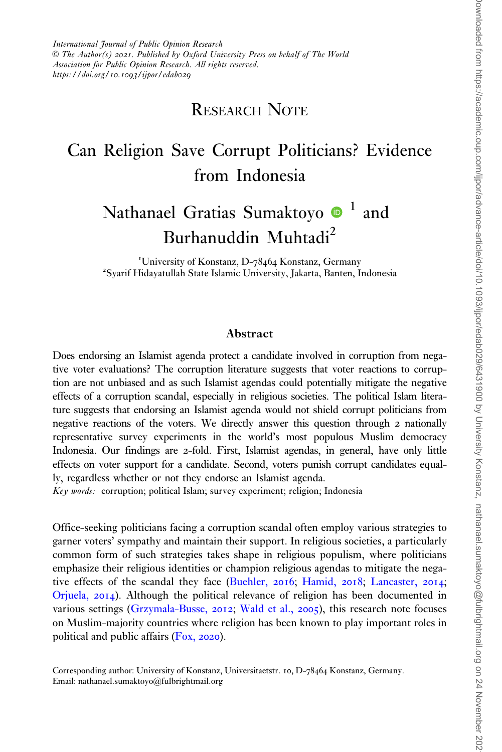*International Journal of Public Opinion Research*
*© The Author(s) 2021. Published by Oxford University Press on behalf of The World Association for Public Opinion Research. All rights reserved.*
*https://doi.org/10.1093/ijpor/edab029*

## Research Note

# Can Religion Save Corrupt Politicians? Evidence from Indonesia

**Nathanael Gratias Sumaktoyo[1] and Burhanuddin Muhtadi[2]**

[1]University of Konstanz, D-78464 Konstanz, Germany
[2]Syarif Hidayatullah State Islamic University, Jakarta, Banten, Indonesia

### Abstract

Does endorsing an Islamist agenda protect a candidate involved in corruption from negative voter evaluations? The corruption literature suggests that voter reactions to corruption are not unbiased and as such Islamist agendas could potentially mitigate the negative effects of a corruption scandal, especially in religious societies. The political Islam literature suggests that endorsing an Islamist agenda would not shield corrupt politicians from negative reactions of the voters. We directly answer this question through 2 nationally representative survey experiments in the world's most populous Muslim democracy Indonesia. Our findings are 2-fold. First, Islamist agendas, in general, have only little effects on voter support for a candidate. Second, voters punish corrupt candidates equally, regardless whether or not they endorse an Islamist agenda.

*Key words:* corruption; political Islam; survey experiment; religion; Indonesia

Office-seeking politicians facing a corruption scandal often employ various strategies to garner voters' sympathy and maintain their support. In religious societies, a particularly common form of such strategies takes shape in religious populism, where politicians emphasize their religious identities or champion religious agendas to mitigate the negative effects of the scandal they face (Buehler, 2016; Hamid, 2018; Lancaster, 2014; Orjuela, 2014). Although the political relevance of religion has been documented in various settings (Grzymala-Busse, 2012; Wald et al., 2005), this research note focuses on Muslim-majority countries where religion has been known to play important roles in political and public affairs (Fox, 2020).

Corresponding author: University of Konstanz, Universitaetstr. 10, D-78464 Konstanz, Germany.
Email: nathanael.sumaktoyo@fulbrightmail.org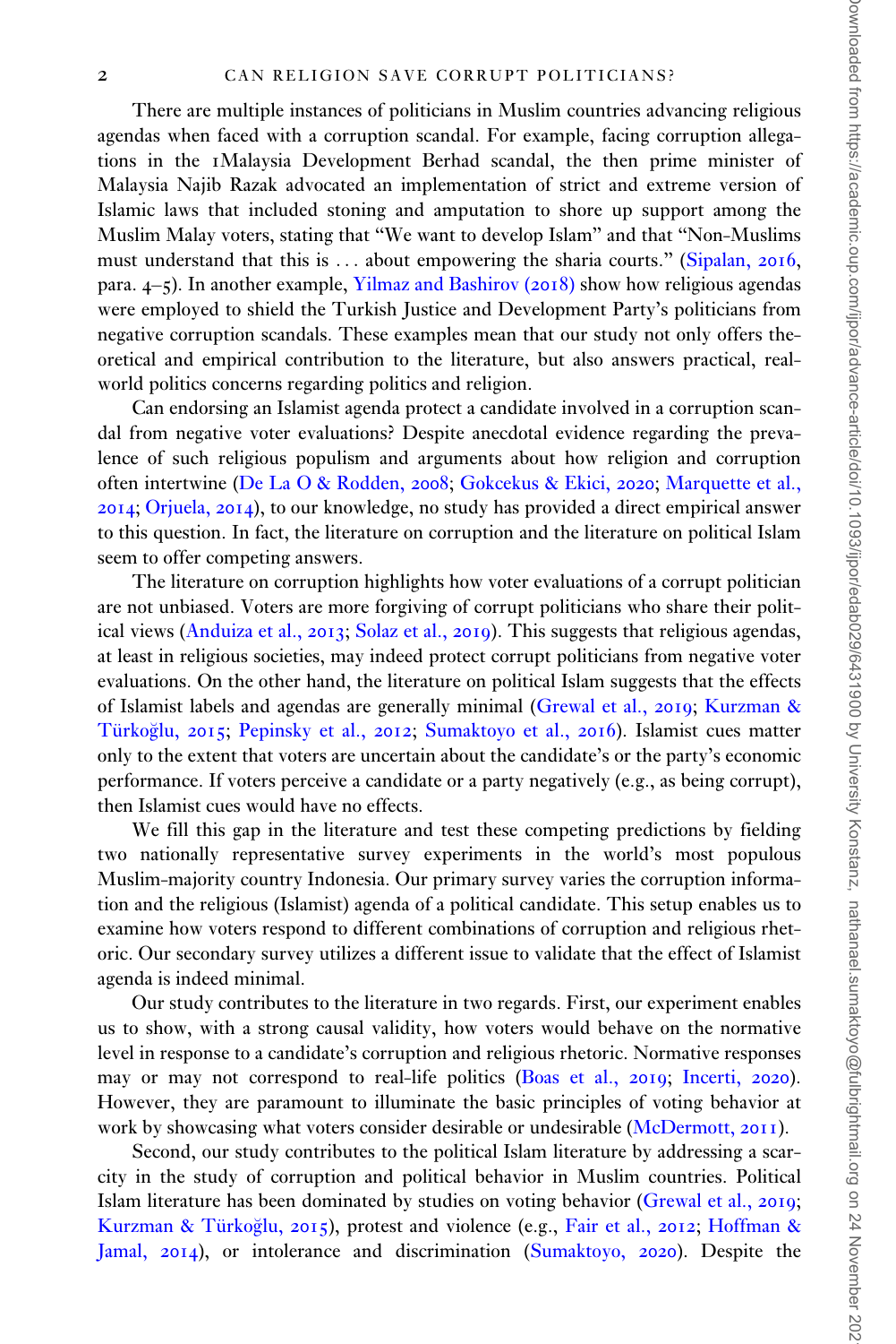There are multiple instances of politicians in Muslim countries advancing religious agendas when faced with a corruption scandal. For example, facing corruption allegations in the 1Malaysia Development Berhad scandal, the then prime minister of Malaysia Najib Razak advocated an implementation of strict and extreme version of Islamic laws that included stoning and amputation to shore up support among the Muslim Malay voters, stating that "We want to develop Islam" and that "Non-Muslims must understand that this is . . . about empowering the sharia courts." (Sipalan, 2016, para. 4–5). In another example, Yilmaz and Bashirov (2018) show how religious agendas were employed to shield the Turkish Justice and Development Party's politicians from negative corruption scandals. These examples mean that our study not only offers theoretical and empirical contribution to the literature, but also answers practical, real-world politics concerns regarding politics and religion.

Can endorsing an Islamist agenda protect a candidate involved in a corruption scandal from negative voter evaluations? Despite anecdotal evidence regarding the prevalence of such religious populism and arguments about how religion and corruption often intertwine (De La O & Rodden, 2008; Gokcekus & Ekici, 2020; Marquette et al., 2014; Orjuela, 2014), to our knowledge, no study has provided a direct empirical answer to this question. In fact, the literature on corruption and the literature on political Islam seem to offer competing answers.

The literature on corruption highlights how voter evaluations of a corrupt politician are not unbiased. Voters are more forgiving of corrupt politicians who share their political views (Anduiza et al., 2013; Solaz et al., 2019). This suggests that religious agendas, at least in religious societies, may indeed protect corrupt politicians from negative voter evaluations. On the other hand, the literature on political Islam suggests that the effects of Islamist labels and agendas are generally minimal (Grewal et al., 2019; Kurzman & Türkoğlu, 2015; Pepinsky et al., 2012; Sumaktoyo et al., 2016). Islamist cues matter only to the extent that voters are uncertain about the candidate's or the party's economic performance. If voters perceive a candidate or a party negatively (e.g., as being corrupt), then Islamist cues would have no effects.

We fill this gap in the literature and test these competing predictions by fielding two nationally representative survey experiments in the world's most populous Muslim-majority country Indonesia. Our primary survey varies the corruption information and the religious (Islamist) agenda of a political candidate. This setup enables us to examine how voters respond to different combinations of corruption and religious rhetoric. Our secondary survey utilizes a different issue to validate that the effect of Islamist agenda is indeed minimal.

Our study contributes to the literature in two regards. First, our experiment enables us to show, with a strong causal validity, how voters would behave on the normative level in response to a candidate's corruption and religious rhetoric. Normative responses may or may not correspond to real-life politics (Boas et al., 2019; Incerti, 2020). However, they are paramount to illuminate the basic principles of voting behavior at work by showcasing what voters consider desirable or undesirable (McDermott, 2011).

Second, our study contributes to the political Islam literature by addressing a scarcity in the study of corruption and political behavior in Muslim countries. Political Islam literature has been dominated by studies on voting behavior (Grewal et al., 2019; Kurzman & Türkoğlu, 2015), protest and violence (e.g., Fair et al., 2012; Hoffman & Jamal, 2014), or intolerance and discrimination (Sumaktoyo, 2020). Despite the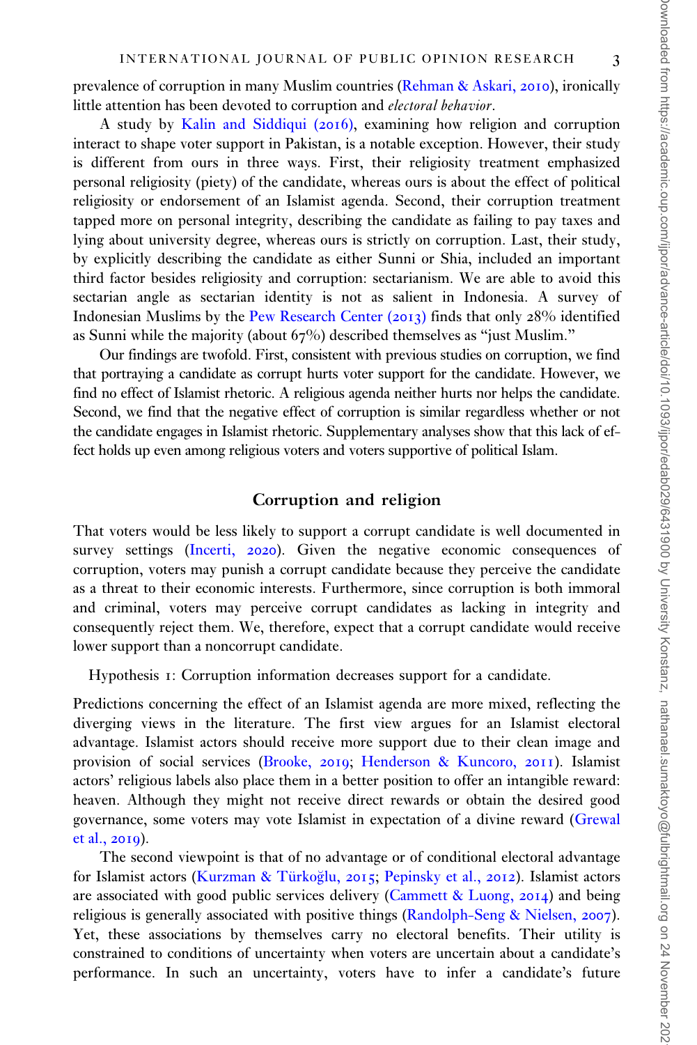prevalence of corruption in many Muslim countries (Rehman & Askari, 2010), ironically little attention has been devoted to corruption and *electoral behavior*.

A study by Kalin and Siddiqui (2016), examining how religion and corruption interact to shape voter support in Pakistan, is a notable exception. However, their study is different from ours in three ways. First, their religiosity treatment emphasized personal religiosity (piety) of the candidate, whereas ours is about the effect of political religiosity or endorsement of an Islamist agenda. Second, their corruption treatment tapped more on personal integrity, describing the candidate as failing to pay taxes and lying about university degree, whereas ours is strictly on corruption. Last, their study, by explicitly describing the candidate as either Sunni or Shia, included an important third factor besides religiosity and corruption: sectarianism. We are able to avoid this sectarian angle as sectarian identity is not as salient in Indonesia. A survey of Indonesian Muslims by the Pew Research Center (2013) finds that only 28% identified as Sunni while the majority (about 67%) described themselves as "just Muslim."

Our findings are twofold. First, consistent with previous studies on corruption, we find that portraying a candidate as corrupt hurts voter support for the candidate. However, we find no effect of Islamist rhetoric. A religious agenda neither hurts nor helps the candidate. Second, we find that the negative effect of corruption is similar regardless whether or not the candidate engages in Islamist rhetoric. Supplementary analyses show that this lack of effect holds up even among religious voters and voters supportive of political Islam.

## Corruption and religion

That voters would be less likely to support a corrupt candidate is well documented in survey settings (Incerti, 2020). Given the negative economic consequences of corruption, voters may punish a corrupt candidate because they perceive the candidate as a threat to their economic interests. Furthermore, since corruption is both immoral and criminal, voters may perceive corrupt candidates as lacking in integrity and consequently reject them. We, therefore, expect that a corrupt candidate would receive lower support than a noncorrupt candidate.

Hypothesis 1: Corruption information decreases support for a candidate.

Predictions concerning the effect of an Islamist agenda are more mixed, reflecting the diverging views in the literature. The first view argues for an Islamist electoral advantage. Islamist actors should receive more support due to their clean image and provision of social services (Brooke, 2019; Henderson & Kuncoro, 2011). Islamist actors' religious labels also place them in a better position to offer an intangible reward: heaven. Although they might not receive direct rewards or obtain the desired good governance, some voters may vote Islamist in expectation of a divine reward (Grewal et al., 2019).

The second viewpoint is that of no advantage or of conditional electoral advantage for Islamist actors (Kurzman & Türkoğlu, 2015; Pepinsky et al., 2012). Islamist actors are associated with good public services delivery (Cammett & Luong, 2014) and being religious is generally associated with positive things (Randolph-Seng & Nielsen, 2007). Yet, these associations by themselves carry no electoral benefits. Their utility is constrained to conditions of uncertainty when voters are uncertain about a candidate's performance. In such an uncertainty, voters have to infer a candidate's future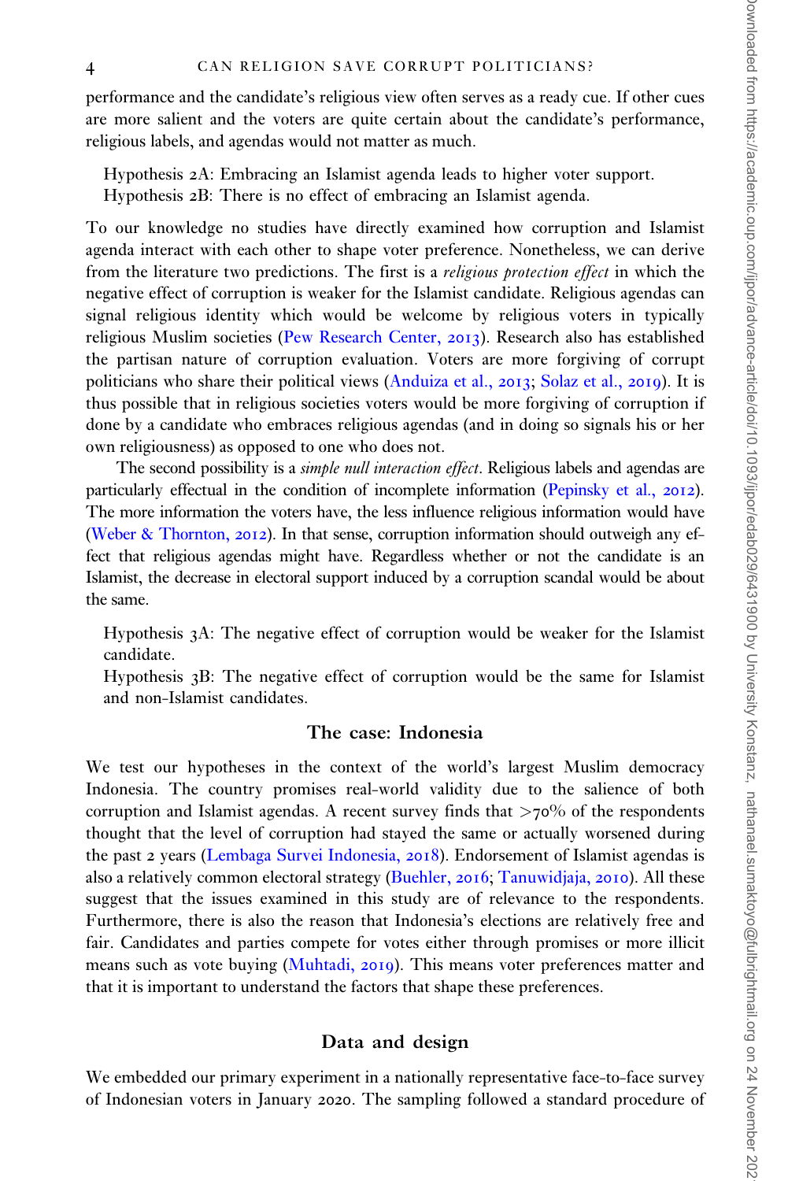performance and the candidate's religious view often serves as a ready cue. If other cues are more salient and the voters are quite certain about the candidate's performance, religious labels, and agendas would not matter as much.

Hypothesis 2A: Embracing an Islamist agenda leads to higher voter support.
Hypothesis 2B: There is no effect of embracing an Islamist agenda.

To our knowledge no studies have directly examined how corruption and Islamist agenda interact with each other to shape voter preference. Nonetheless, we can derive from the literature two predictions. The first is a *religious protection effect* in which the negative effect of corruption is weaker for the Islamist candidate. Religious agendas can signal religious identity which would be welcome by religious voters in typically religious Muslim societies (Pew Research Center, 2013). Research also has established the partisan nature of corruption evaluation. Voters are more forgiving of corrupt politicians who share their political views (Anduiza et al., 2013; Solaz et al., 2019). It is thus possible that in religious societies voters would be more forgiving of corruption if done by a candidate who embraces religious agendas (and in doing so signals his or her own religiousness) as opposed to one who does not.

The second possibility is a *simple null interaction effect*. Religious labels and agendas are particularly effectual in the condition of incomplete information (Pepinsky et al., 2012). The more information the voters have, the less influence religious information would have (Weber & Thornton, 2012). In that sense, corruption information should outweigh any effect that religious agendas might have. Regardless whether or not the candidate is an Islamist, the decrease in electoral support induced by a corruption scandal would be about the same.

Hypothesis 3A: The negative effect of corruption would be weaker for the Islamist candidate.
Hypothesis 3B: The negative effect of corruption would be the same for Islamist and non-Islamist candidates.

## The case: Indonesia

We test our hypotheses in the context of the world's largest Muslim democracy Indonesia. The country promises real-world validity due to the salience of both corruption and Islamist agendas. A recent survey finds that >70% of the respondents thought that the level of corruption had stayed the same or actually worsened during the past 2 years (Lembaga Survei Indonesia, 2018). Endorsement of Islamist agendas is also a relatively common electoral strategy (Buehler, 2016; Tanuwidjaja, 2010). All these suggest that the issues examined in this study are of relevance to the respondents. Furthermore, there is also the reason that Indonesia's elections are relatively free and fair. Candidates and parties compete for votes either through promises or more illicit means such as vote buying (Muhtadi, 2019). This means voter preferences matter and that it is important to understand the factors that shape these preferences.

## Data and design

We embedded our primary experiment in a nationally representative face-to-face survey of Indonesian voters in January 2020. The sampling followed a standard procedure of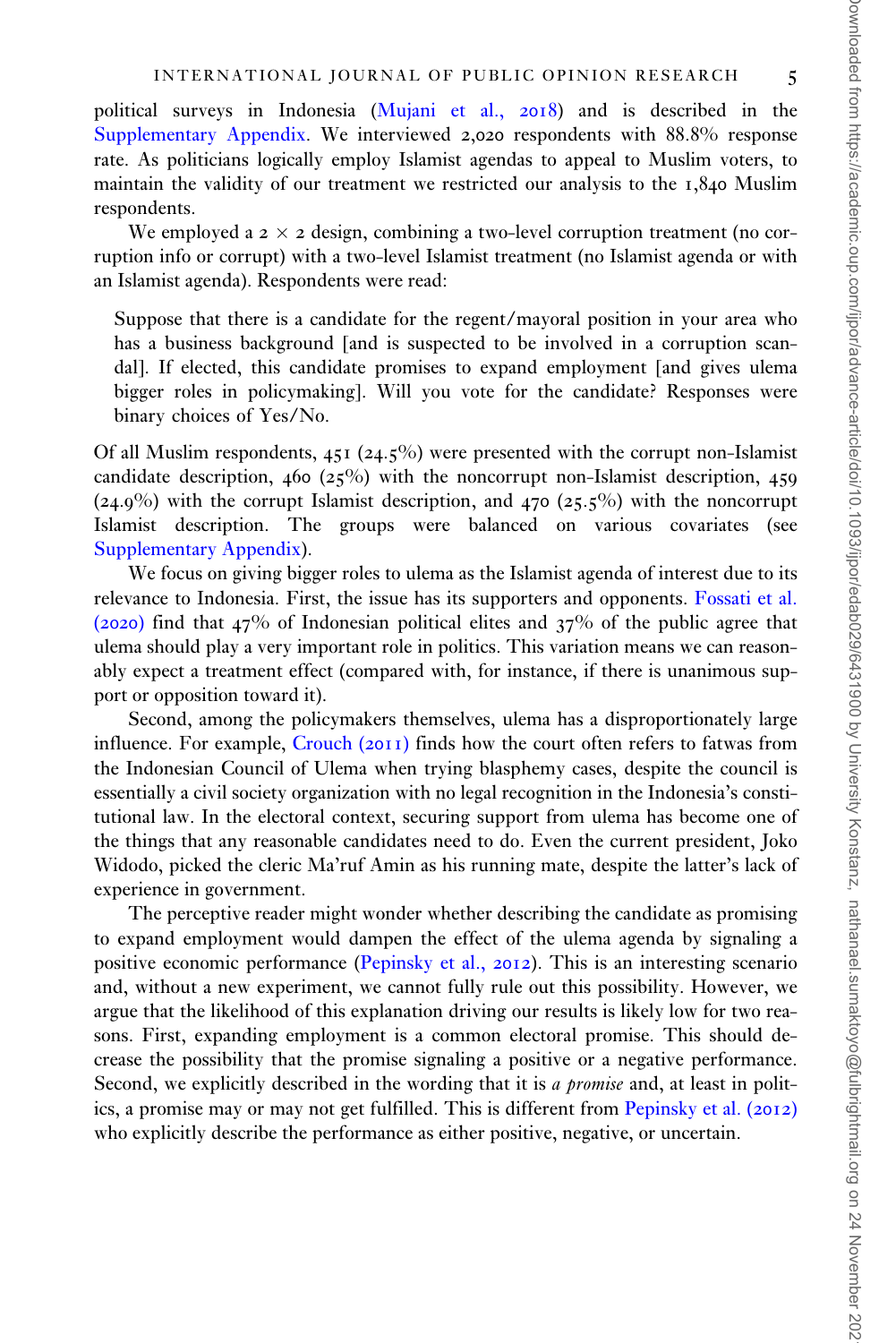political surveys in Indonesia (Mujani et al., 2018) and is described in the Supplementary Appendix. We interviewed 2,020 respondents with 88.8% response rate. As politicians logically employ Islamist agendas to appeal to Muslim voters, to maintain the validity of our treatment we restricted our analysis to the 1,840 Muslim respondents.

We employed a 2 × 2 design, combining a two-level corruption treatment (no corruption info or corrupt) with a two-level Islamist treatment (no Islamist agenda or with an Islamist agenda). Respondents were read:

> Suppose that there is a candidate for the regent/mayoral position in your area who has a business background [and is suspected to be involved in a corruption scandal]. If elected, this candidate promises to expand employment [and gives ulema bigger roles in policymaking]. Will you vote for the candidate? Responses were binary choices of Yes/No.

Of all Muslim respondents, 451 (24.5%) were presented with the corrupt non-Islamist candidate description, 460 (25%) with the noncorrupt non-Islamist description, 459 (24.9%) with the corrupt Islamist description, and 470 (25.5%) with the noncorrupt Islamist description. The groups were balanced on various covariates (see Supplementary Appendix).

We focus on giving bigger roles to ulema as the Islamist agenda of interest due to its relevance to Indonesia. First, the issue has its supporters and opponents. Fossati et al. (2020) find that 47% of Indonesian political elites and 37% of the public agree that ulema should play a very important role in politics. This variation means we can reasonably expect a treatment effect (compared with, for instance, if there is unanimous support or opposition toward it).

Second, among the policymakers themselves, ulema has a disproportionately large influence. For example, Crouch (2011) finds how the court often refers to fatwas from the Indonesian Council of Ulema when trying blasphemy cases, despite the council is essentially a civil society organization with no legal recognition in the Indonesia's constitutional law. In the electoral context, securing support from ulema has become one of the things that any reasonable candidates need to do. Even the current president, Joko Widodo, picked the cleric Ma'ruf Amin as his running mate, despite the latter's lack of experience in government.

The perceptive reader might wonder whether describing the candidate as promising to expand employment would dampen the effect of the ulema agenda by signaling a positive economic performance (Pepinsky et al., 2012). This is an interesting scenario and, without a new experiment, we cannot fully rule out this possibility. However, we argue that the likelihood of this explanation driving our results is likely low for two reasons. First, expanding employment is a common electoral promise. This should decrease the possibility that the promise signaling a positive or a negative performance. Second, we explicitly described in the wording that it is *a promise* and, at least in politics, a promise may or may not get fulfilled. This is different from Pepinsky et al. (2012) who explicitly describe the performance as either positive, negative, or uncertain.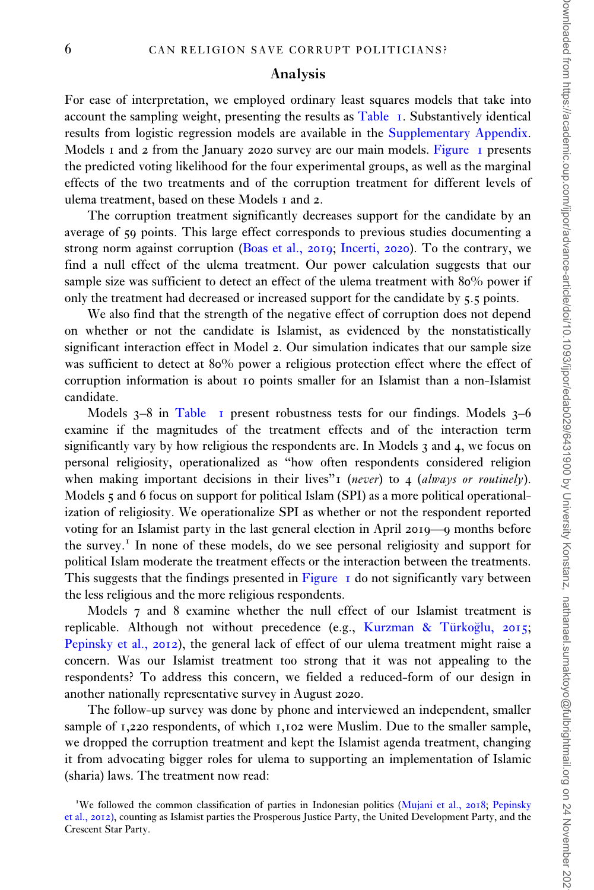## Analysis

For ease of interpretation, we employed ordinary least squares models that take into account the sampling weight, presenting the results as Table 1. Substantively identical results from logistic regression models are available in the Supplementary Appendix. Models 1 and 2 from the January 2020 survey are our main models. Figure 1 presents the predicted voting likelihood for the four experimental groups, as well as the marginal effects of the two treatments and of the corruption treatment for different levels of ulema treatment, based on these Models 1 and 2.

The corruption treatment significantly decreases support for the candidate by an average of 59 points. This large effect corresponds to previous studies documenting a strong norm against corruption (Boas et al., 2019; Incerti, 2020). To the contrary, we find a null effect of the ulema treatment. Our power calculation suggests that our sample size was sufficient to detect an effect of the ulema treatment with 80% power if only the treatment had decreased or increased support for the candidate by 5.5 points.

We also find that the strength of the negative effect of corruption does not depend on whether or not the candidate is Islamist, as evidenced by the nonstatistically significant interaction effect in Model 2. Our simulation indicates that our sample size was sufficient to detect at 80% power a religious protection effect where the effect of corruption information is about 10 points smaller for an Islamist than a non-Islamist candidate.

Models 3–8 in Table 1 present robustness tests for our findings. Models 3–6 examine if the magnitudes of the treatment effects and of the interaction term significantly vary by how religious the respondents are. In Models 3 and 4, we focus on personal religiosity, operationalized as "how often respondents considered religion when making important decisions in their lives" 1 (*never*) to 4 (*always or routinely*). Models 5 and 6 focus on support for political Islam (SPI) as a more political operationalization of religiosity. We operationalize SPI as whether or not the respondent reported voting for an Islamist party in the last general election in April 2019—9 months before the survey.[1] In none of these models, do we see personal religiosity and support for political Islam moderate the treatment effects or the interaction between the treatments. This suggests that the findings presented in Figure 1 do not significantly vary between the less religious and the more religious respondents.

Models 7 and 8 examine whether the null effect of our Islamist treatment is replicable. Although not without precedence (e.g., Kurzman & Türkoğlu, 2015; Pepinsky et al., 2012), the general lack of effect of our ulema treatment might raise a concern. Was our Islamist treatment too strong that it was not appealing to the respondents? To address this concern, we fielded a reduced-form of our design in another nationally representative survey in August 2020.

The follow-up survey was done by phone and interviewed an independent, smaller sample of 1,220 respondents, of which 1,102 were Muslim. Due to the smaller sample, we dropped the corruption treatment and kept the Islamist agenda treatment, changing it from advocating bigger roles for ulema to supporting an implementation of Islamic (sharia) laws. The treatment now read:

[1] We followed the common classification of parties in Indonesian politics (Mujani et al., 2018; Pepinsky et al., 2012), counting as Islamist parties the Prosperous Justice Party, the United Development Party, and the Crescent Star Party.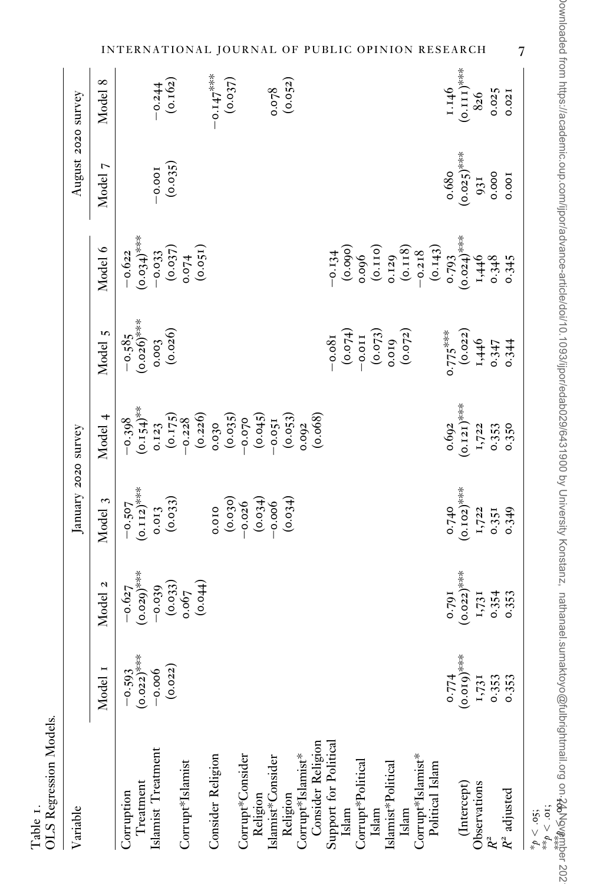Table 1.
OLS Regression Models.

| Variable | January 2020 survey | | | | | | August 2020 survey | |
|---|---|---|---|---|---|---|---|---|
| | Model 1 | Model 2 | Model 3 | Model 4 | Model 5 | Model 6 | Model 7 | Model 8 |
| Corruption Treatment | −0.593 | −0.627 | −0.507 | −0.398 | −0.585 | −0.622 | | |
| | (0.022)*** | (0.029)*** | (0.112)*** | (0.154)** | (0.026)*** | (0.034)*** | | |
| Islamist Treatment | −0.006 | −0.039 | 0.013 | 0.123 | 0.003 | −0.033 | −0.001 | −0.244 |
| | (0.022) | (0.033) | (0.033) | (0.175) | (0.026) | (0.037) | (0.035) | (0.162) |
| Corrupt*Islamist | | 0.067 | | −0.228 | | 0.074 | | |
| | | (0.044) | | (0.226) | | (0.051) | | |
| Consider Religion | | | 0.010 | 0.030 | | | | −0.147*** |
| | | | (0.030) | (0.035) | | | | (0.037) |
| Corrupt*Consider Religion | | | −0.026 | −0.070 | | | | |
| | | | (0.034) | (0.045) | | | | |
| Islamist*Consider Religion | | | −0.006 | −0.051 | | | | 0.078 |
| | | | (0.034) | (0.053) | | | | (0.052) |
| Corrupt*Islamist* Consider Religion | | | | 0.092 | | | | |
| | | | | (0.068) | | | | |
| Support for Political Islam | | | | | −0.081 | −0.134 | | |
| | | | | | (0.074) | (0.090) | | |
| Corrupt*Political Islam | | | | | −0.011 | 0.096 | | |
| | | | | | (0.073) | (0.110) | | |
| Islamist*Political Islam | | | | | 0.019 | 0.129 | | |
| | | | | | (0.072) | (0.118) | | |
| Corrupt*Islamist* Political Islam | | | | | | −0.218 | | |
| | | | | | | (0.143) | | |
| (Intercept) | 0.774 | 0.791 | 0.740 | 0.692 | 0.775*** | 0.793 | 0.680 | 1.146 |
| | (0.019)*** | (0.022)*** | (0.102)*** | (0.121)*** | (0.022) | (0.024)*** | (0.025)*** | (0.111)*** |
| Observations | 1,731 | 1,731 | 1,722 | 1,722 | 1,446 | 1,446 | 931 | 826 |
| $R^2$ | 0.353 | 0.354 | 0.351 | 0.353 | 0.347 | 0.348 | 0.000 | 0.025 |
| $R^2$ adjusted | 0.353 | 0.353 | 0.349 | 0.350 | 0.344 | 0.345 | 0.001 | 0.021 |

*$p < .05$;
**$p < .01$;
***$p < .001$.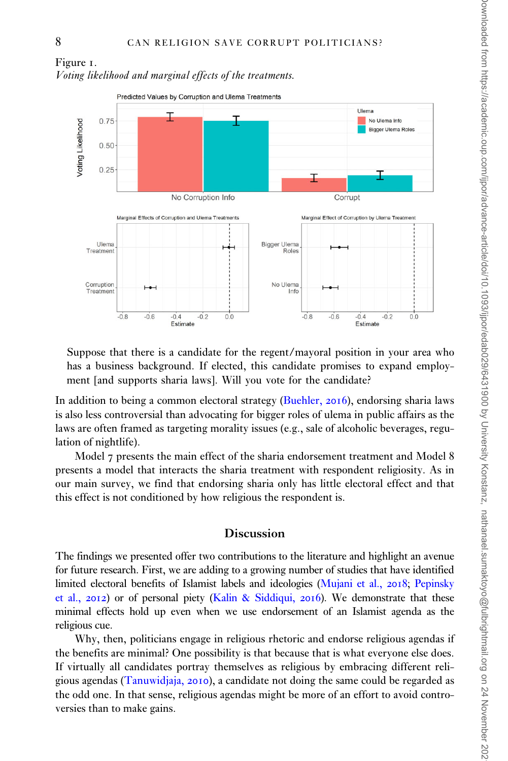Figure 1.

*Voting likelihood and marginal effects of the treatments.*

Suppose that there is a candidate for the regent/mayoral position in your area who has a business background. If elected, this candidate promises to expand employment [and supports sharia laws]. Will you vote for the candidate?

In addition to being a common electoral strategy (Buehler, 2016), endorsing sharia laws is also less controversial than advocating for bigger roles of ulema in public affairs as the laws are often framed as targeting morality issues (e.g., sale of alcoholic beverages, regulation of nightlife).

Model 7 presents the main effect of the sharia endorsement treatment and Model 8 presents a model that interacts the sharia treatment with respondent religiosity. As in our main survey, we find that endorsing sharia only has little electoral effect and that this effect is not conditioned by how religious the respondent is.

## Discussion

The findings we presented offer two contributions to the literature and highlight an avenue for future research. First, we are adding to a growing number of studies that have identified limited electoral benefits of Islamist labels and ideologies (Mujani et al., 2018; Pepinsky et al., 2012) or of personal piety (Kalin & Siddiqui, 2016). We demonstrate that these minimal effects hold up even when we use endorsement of an Islamist agenda as the religious cue.

Why, then, politicians engage in religious rhetoric and endorse religious agendas if the benefits are minimal? One possibility is that because that is what everyone else does. If virtually all candidates portray themselves as religious by embracing different religious agendas (Tanuwidjaja, 2010), a candidate not doing the same could be regarded as the odd one. In that sense, religious agendas might be more of an effort to avoid controversies than to make gains.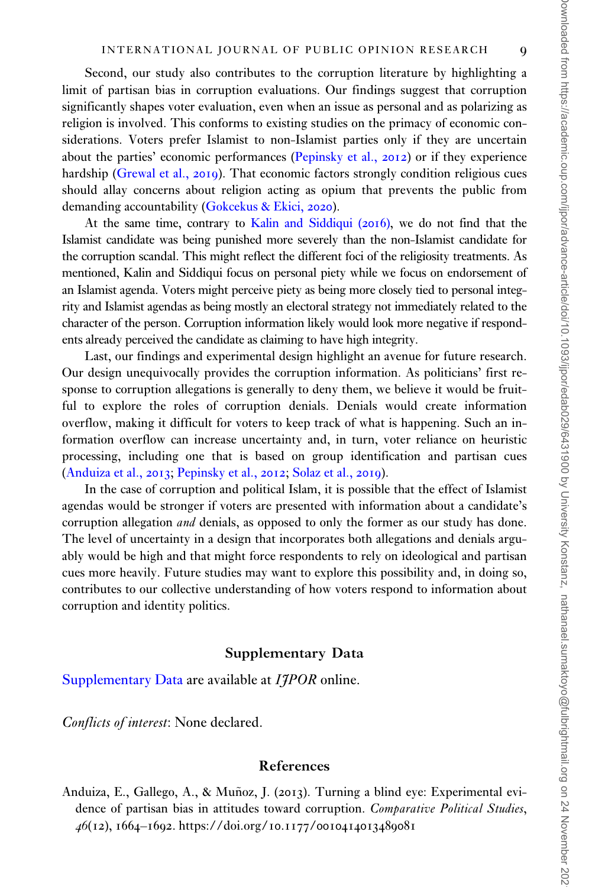Second, our study also contributes to the corruption literature by highlighting a limit of partisan bias in corruption evaluations. Our findings suggest that corruption significantly shapes voter evaluation, even when an issue as personal and as polarizing as religion is involved. This conforms to existing studies on the primacy of economic considerations. Voters prefer Islamist to non-Islamist parties only if they are uncertain about the parties' economic performances (Pepinsky et al., 2012) or if they experience hardship (Grewal et al., 2019). That economic factors strongly condition religious cues should allay concerns about religion acting as opium that prevents the public from demanding accountability (Gokcekus & Ekici, 2020).

At the same time, contrary to Kalin and Siddiqui (2016), we do not find that the Islamist candidate was being punished more severely than the non-Islamist candidate for the corruption scandal. This might reflect the different foci of the religiosity treatments. As mentioned, Kalin and Siddiqui focus on personal piety while we focus on endorsement of an Islamist agenda. Voters might perceive piety as being more closely tied to personal integrity and Islamist agendas as being mostly an electoral strategy not immediately related to the character of the person. Corruption information likely would look more negative if respondents already perceived the candidate as claiming to have high integrity.

Last, our findings and experimental design highlight an avenue for future research. Our design unequivocally provides the corruption information. As politicians' first response to corruption allegations is generally to deny them, we believe it would be fruitful to explore the roles of corruption denials. Denials would create information overflow, making it difficult for voters to keep track of what is happening. Such an information overflow can increase uncertainty and, in turn, voter reliance on heuristic processing, including one that is based on group identification and partisan cues (Anduiza et al., 2013; Pepinsky et al., 2012; Solaz et al., 2019).

In the case of corruption and political Islam, it is possible that the effect of Islamist agendas would be stronger if voters are presented with information about a candidate's corruption allegation *and* denials, as opposed to only the former as our study has done. The level of uncertainty in a design that incorporates both allegations and denials arguably would be high and that might force respondents to rely on ideological and partisan cues more heavily. Future studies may want to explore this possibility and, in doing so, contributes to our collective understanding of how voters respond to information about corruption and identity politics.

## Supplementary Data

Supplementary Data are available at *IJPOR* online.

*Conflicts of interest*: None declared.

## References

Anduiza, E., Gallego, A., & Muñoz, J. (2013). Turning a blind eye: Experimental evidence of partisan bias in attitudes toward corruption. *Comparative Political Studies*, *46*(12), 1664–1692. https://doi.org/10.1177/0010414013489081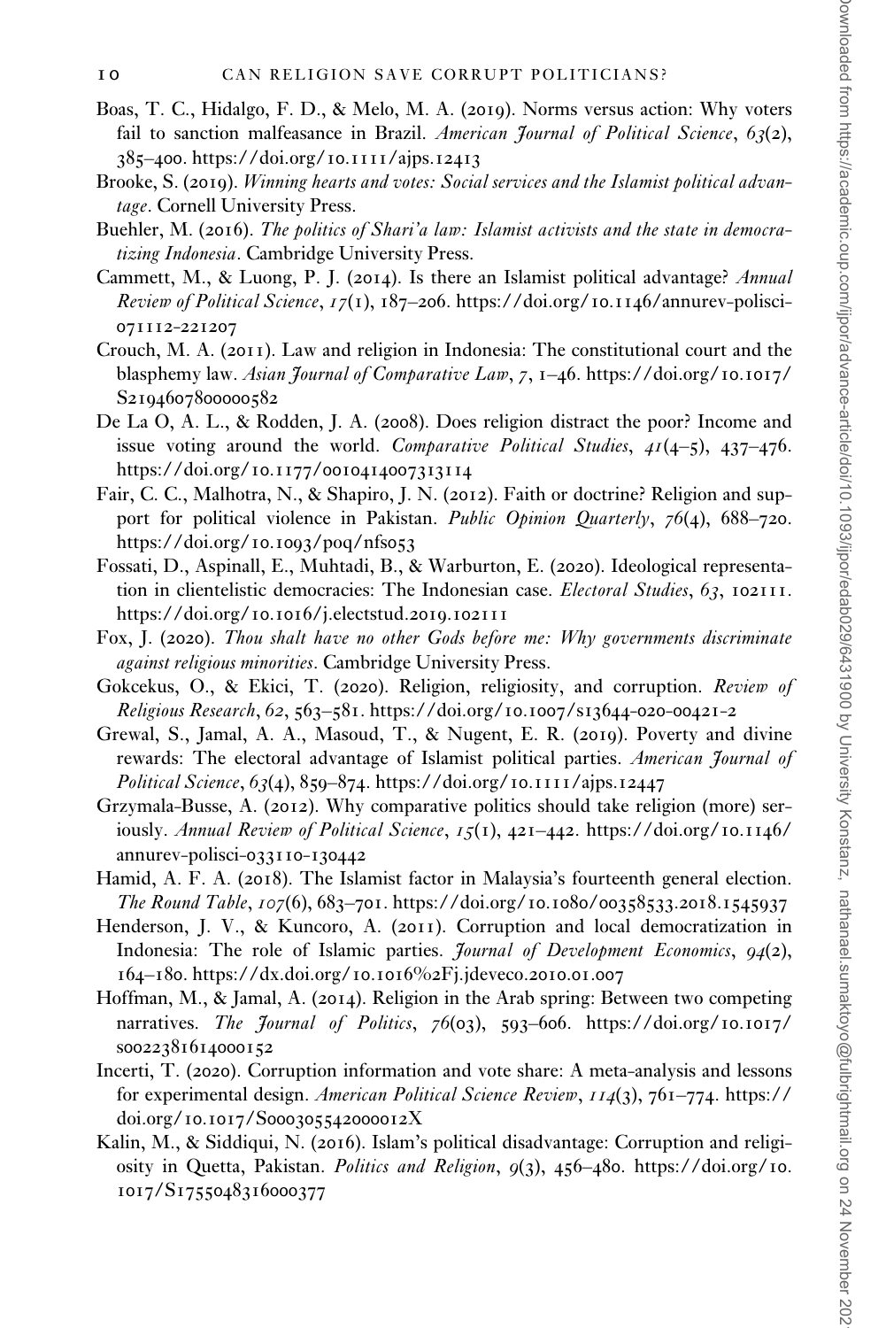Boas, T. C., Hidalgo, F. D., & Melo, M. A. (2019). Norms versus action: Why voters fail to sanction malfeasance in Brazil. *American Journal of Political Science*, *63*(2), 385–400. https://doi.org/10.1111/ajps.12413

Brooke, S. (2019). *Winning hearts and votes: Social services and the Islamist political advantage*. Cornell University Press.

Buehler, M. (2016). *The politics of Shari'a law: Islamist activists and the state in democratizing Indonesia*. Cambridge University Press.

Cammett, M., & Luong, P. J. (2014). Is there an Islamist political advantage? *Annual Review of Political Science*, *17*(1), 187–206. https://doi.org/10.1146/annurev-polisci-071112-221207

Crouch, M. A. (2011). Law and religion in Indonesia: The constitutional court and the blasphemy law. *Asian Journal of Comparative Law*, *7*, 1–46. https://doi.org/10.1017/S2194607800000582

De La O, A. L., & Rodden, J. A. (2008). Does religion distract the poor? Income and issue voting around the world. *Comparative Political Studies*, *41*(4–5), 437–476. https://doi.org/10.1177/0010414007313114

Fair, C. C., Malhotra, N., & Shapiro, J. N. (2012). Faith or doctrine? Religion and support for political violence in Pakistan. *Public Opinion Quarterly*, *76*(4), 688–720. https://doi.org/10.1093/poq/nfs053

Fossati, D., Aspinall, E., Muhtadi, B., & Warburton, E. (2020). Ideological representation in clientelistic democracies: The Indonesian case. *Electoral Studies*, *63*, 102111. https://doi.org/10.1016/j.electstud.2019.102111

Fox, J. (2020). *Thou shalt have no other Gods before me: Why governments discriminate against religious minorities*. Cambridge University Press.

Gokcekus, O., & Ekici, T. (2020). Religion, religiosity, and corruption. *Review of Religious Research*, *62*, 563–581. https://doi.org/10.1007/s13644-020-00421-2

Grewal, S., Jamal, A. A., Masoud, T., & Nugent, E. R. (2019). Poverty and divine rewards: The electoral advantage of Islamist political parties. *American Journal of Political Science*, *63*(4), 859–874. https://doi.org/10.1111/ajps.12447

Grzymala-Busse, A. (2012). Why comparative politics should take religion (more) seriously. *Annual Review of Political Science*, *15*(1), 421–442. https://doi.org/10.1146/annurev-polisci-033110-130442

Hamid, A. F. A. (2018). The Islamist factor in Malaysia's fourteenth general election. *The Round Table*, *107*(6), 683–701. https://doi.org/10.1080/00358533.2018.1545937

Henderson, J. V., & Kuncoro, A. (2011). Corruption and local democratization in Indonesia: The role of Islamic parties. *Journal of Development Economics*, *94*(2), 164–180. https://dx.doi.org/10.1016%2Fj.jdeveco.2010.01.007

Hoffman, M., & Jamal, A. (2014). Religion in the Arab spring: Between two competing narratives. *The Journal of Politics*, *76*(03), 593–606. https://doi.org/10.1017/s0022381614000152

Incerti, T. (2020). Corruption information and vote share: A meta-analysis and lessons for experimental design. *American Political Science Review*, *114*(3), 761–774. https://doi.org/10.1017/S000305542000012X

Kalin, M., & Siddiqui, N. (2016). Islam's political disadvantage: Corruption and religiosity in Quetta, Pakistan. *Politics and Religion*, *9*(3), 456–480. https://doi.org/10.1017/S1755048316000377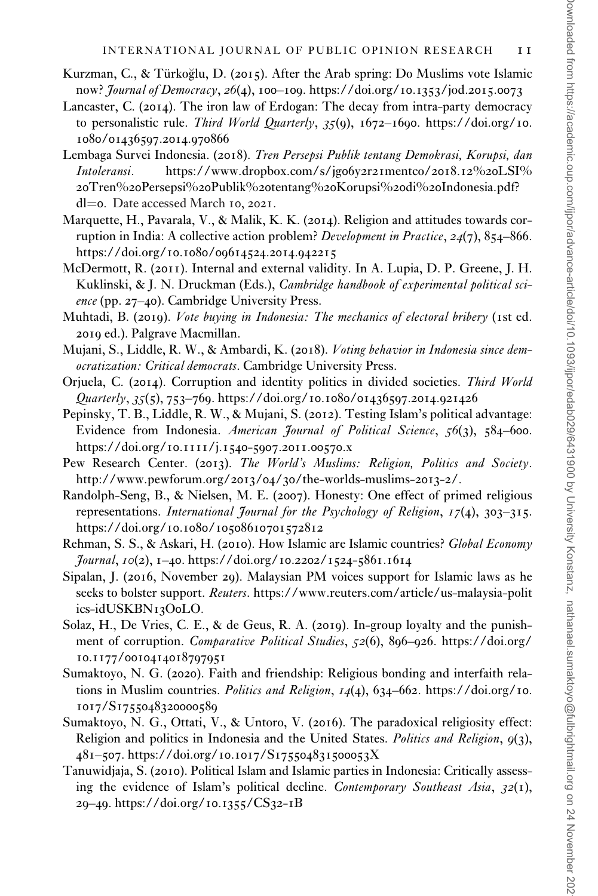Kurzman, C., & Türkoğlu, D. (2015). After the Arab spring: Do Muslims vote Islamic now? *Journal of Democracy*, *26*(4), 100–109. https://doi.org/10.1353/jod.2015.0073

Lancaster, C. (2014). The iron law of Erdogan: The decay from intra-party democracy to personalistic rule. *Third World Quarterly*, *35*(9), 1672–1690. https://doi.org/10.1080/01436597.2014.970866

Lembaga Survei Indonesia. (2018). *Tren Persepsi Publik tentang Demokrasi, Korupsi, dan Intoleransi*. https://www.dropbox.com/s/jgo6y2r21mentco/2018.12%20LSI%20Tren%20Persepsi%20Publik%20tentang%20Korupsi%20di%20Indonesia.pdf?dl=0. Date accessed March 10, 2021.

Marquette, H., Pavarala, V., & Malik, K. K. (2014). Religion and attitudes towards corruption in India: A collective action problem? *Development in Practice*, *24*(7), 854–866. https://doi.org/10.1080/09614524.2014.942215

McDermott, R. (2011). Internal and external validity. In A. Lupia, D. P. Greene, J. H. Kuklinski, & J. N. Druckman (Eds.), *Cambridge handbook of experimental political science* (pp. 27–40). Cambridge University Press.

Muhtadi, B. (2019). *Vote buying in Indonesia: The mechanics of electoral bribery* (1st ed. 2019 ed.). Palgrave Macmillan.

Mujani, S., Liddle, R. W., & Ambardi, K. (2018). *Voting behavior in Indonesia since democratization: Critical democrats*. Cambridge University Press.

Orjuela, C. (2014). Corruption and identity politics in divided societies. *Third World Quarterly*, *35*(5), 753–769. https://doi.org/10.1080/01436597.2014.921426

Pepinsky, T. B., Liddle, R. W., & Mujani, S. (2012). Testing Islam's political advantage: Evidence from Indonesia. *American Journal of Political Science*, *56*(3), 584–600. https://doi.org/10.1111/j.1540-5907.2011.00570.x

Pew Research Center. (2013). *The World's Muslims: Religion, Politics and Society*. http://www.pewforum.org/2013/04/30/the-worlds-muslims-2013-2/.

Randolph-Seng, B., & Nielsen, M. E. (2007). Honesty: One effect of primed religious representations. *International Journal for the Psychology of Religion*, *17*(4), 303–315. https://doi.org/10.1080/10508610701572812

Rehman, S. S., & Askari, H. (2010). How Islamic are Islamic countries? *Global Economy Journal*, *10*(2), 1–40. https://doi.org/10.2202/1524-5861.1614

Sipalan, J. (2016, November 29). Malaysian PM voices support for Islamic laws as he seeks to bolster support. *Reuters*. https://www.reuters.com/article/us-malaysia-politics-idUSKBN13O0LO.

Solaz, H., De Vries, C. E., & de Geus, R. A. (2019). In-group loyalty and the punishment of corruption. *Comparative Political Studies*, *52*(6), 896–926. https://doi.org/10.1177/0010414018797951

Sumaktoyo, N. G. (2020). Faith and friendship: Religious bonding and interfaith relations in Muslim countries. *Politics and Religion*, *14*(4), 634–662. https://doi.org/10.1017/S1755048320000589

Sumaktoyo, N. G., Ottati, V., & Untoro, V. (2016). The paradoxical religiosity effect: Religion and politics in Indonesia and the United States. *Politics and Religion*, *9*(3), 481–507. https://doi.org/10.1017/S175504831500053X

Tanuwidjaja, S. (2010). Political Islam and Islamic parties in Indonesia: Critically assessing the evidence of Islam's political decline. *Contemporary Southeast Asia*, *32*(1), 29–49. https://doi.org/10.1355/CS32-1B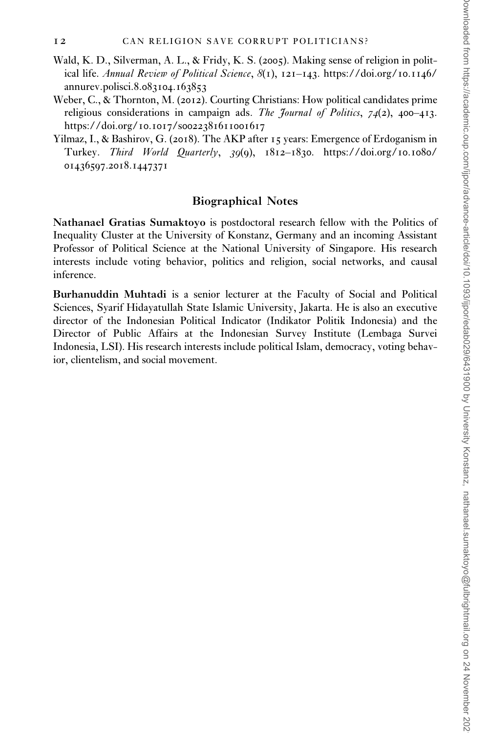Wald, K. D., Silverman, A. L., & Fridy, K. S. (2005). Making sense of religion in political life. *Annual Review of Political Science*, *8*(1), 121–143. https://doi.org/10.1146/annurev.polisci.8.083104.163853

Weber, C., & Thornton, M. (2012). Courting Christians: How political candidates prime religious considerations in campaign ads. *The Journal of Politics*, *74*(2), 400–413. https://doi.org/10.1017/s0022381611001617

Yilmaz, I., & Bashirov, G. (2018). The AKP after 15 years: Emergence of Erdoganism in Turkey. *Third World Quarterly*, *39*(9), 1812–1830. https://doi.org/10.1080/01436597.2018.1447371

## Biographical Notes

**Nathanael Gratias Sumaktoyo** is postdoctoral research fellow with the Politics of Inequality Cluster at the University of Konstanz, Germany and an incoming Assistant Professor of Political Science at the National University of Singapore. His research interests include voting behavior, politics and religion, social networks, and causal inference.

**Burhanuddin Muhtadi** is a senior lecturer at the Faculty of Social and Political Sciences, Syarif Hidayatullah State Islamic University, Jakarta. He is also an executive director of the Indonesian Political Indicator (Indikator Politik Indonesia) and the Director of Public Affairs at the Indonesian Survey Institute (Lembaga Survei Indonesia, LSI). His research interests include political Islam, democracy, voting behavior, clientelism, and social movement.